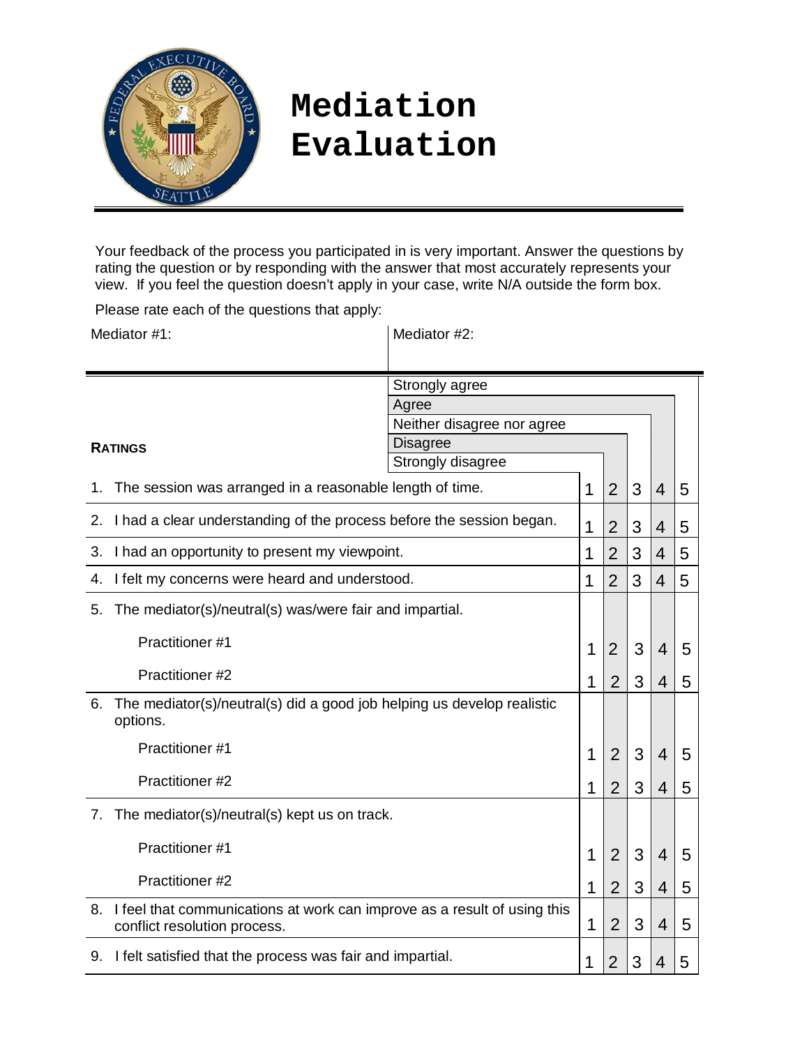# Mediation Evaluation

Your feedback of the process you participated in is very important. Answer the questions by rating the question or by responding with the answer that most accurately represents your view. If you feel the question doesn't apply in your case, write N/A outside the form box.

Please rate each of the questions that apply:

| Mediator #1: | Mediator #2: |
|---|---|
| | |

**RATINGS**

- Strongly agree
- Agree
- Neither disagree nor agree
- Disagree
- Strongly disagree

| | | | | | |
|---|---|---|---|---|---|
| 1. The session was arranged in a reasonable length of time. | 1 | 2 | 3 | 4 | 5 |
| 2. I had a clear understanding of the process before the session began. | 1 | 2 | 3 | 4 | 5 |
| 3. I had an opportunity to present my viewpoint. | 1 | 2 | 3 | 4 | 5 |
| 4. I felt my concerns were heard and understood. | 1 | 2 | 3 | 4 | 5 |
| 5. The mediator(s)/neutral(s) was/were fair and impartial. | | | | | |
| Practitioner #1 | 1 | 2 | 3 | 4 | 5 |
| Practitioner #2 | 1 | 2 | 3 | 4 | 5 |
| 6. The mediator(s)/neutral(s) did a good job helping us develop realistic options. | | | | | |
| Practitioner #1 | 1 | 2 | 3 | 4 | 5 |
| Practitioner #2 | 1 | 2 | 3 | 4 | 5 |
| 7. The mediator(s)/neutral(s) kept us on track. | | | | | |
| Practitioner #1 | 1 | 2 | 3 | 4 | 5 |
| Practitioner #2 | 1 | 2 | 3 | 4 | 5 |
| 8. I feel that communications at work can improve as a result of using this conflict resolution process. | 1 | 2 | 3 | 4 | 5 |
| 9. I felt satisfied that the process was fair and impartial. | 1 | 2 | 3 | 4 | 5 |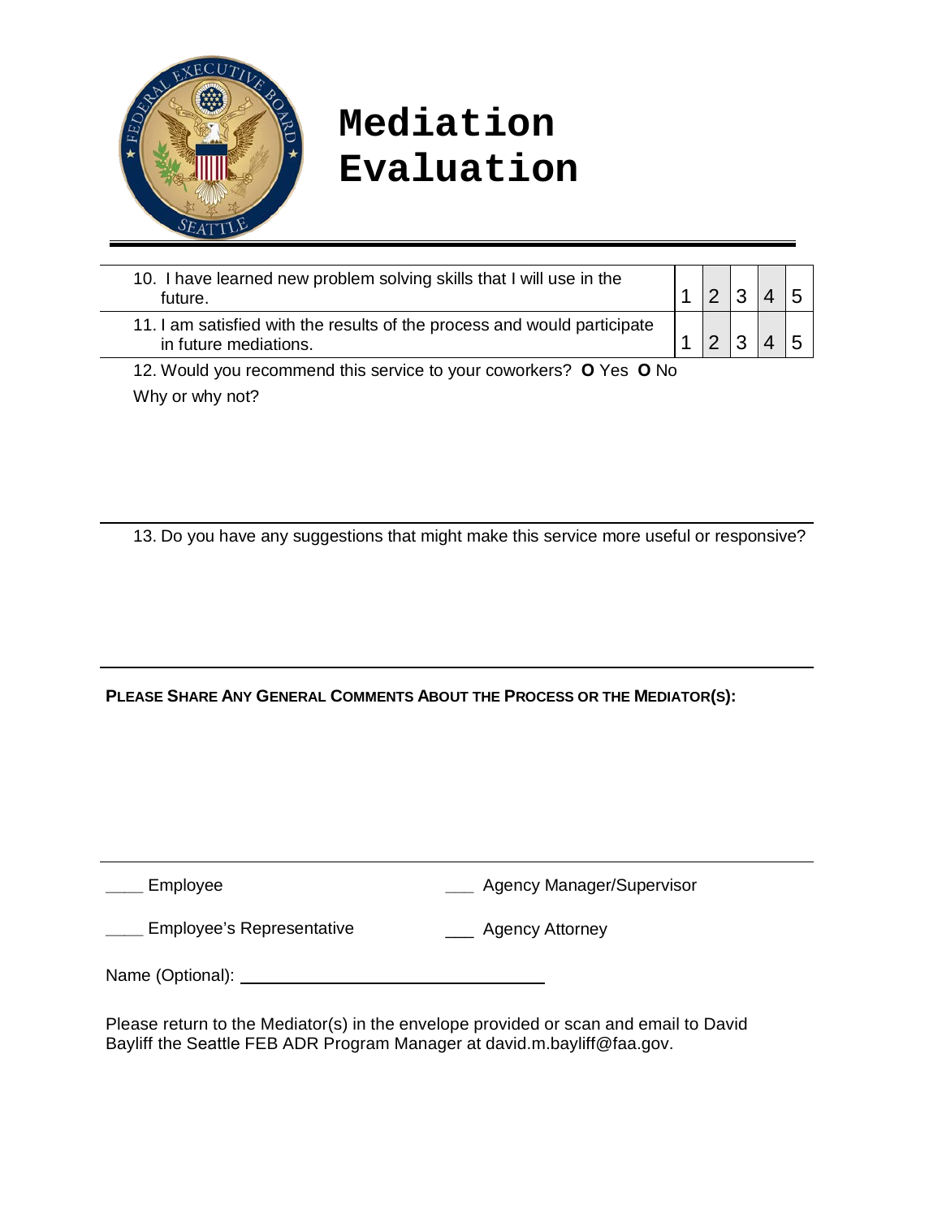# Mediation Evaluation

| | | | | | |
|---|---|---|---|---|---|
| 10. I have learned new problem solving skills that I will use in the future. | 1 | 2 | 3 | 4 | 5 |
| 11. I am satisfied with the results of the process and would participate in future mediations. | 1 | 2 | 3 | 4 | 5 |

12. Would you recommend this service to your coworkers? **O** Yes **O** No

Why or why not?

13. Do you have any suggestions that might make this service more useful or responsive?

**PLEASE SHARE ANY GENERAL COMMENTS ABOUT THE PROCESS OR THE MEDIATOR(S):**

____ Employee

___ Agency Manager/Supervisor

____ Employee's Representative

___ Agency Attorney

Name (Optional): ______________________________

Please return to the Mediator(s) in the envelope provided or scan and email to David Bayliff the Seattle FEB ADR Program Manager at david.m.bayliff@faa.gov.